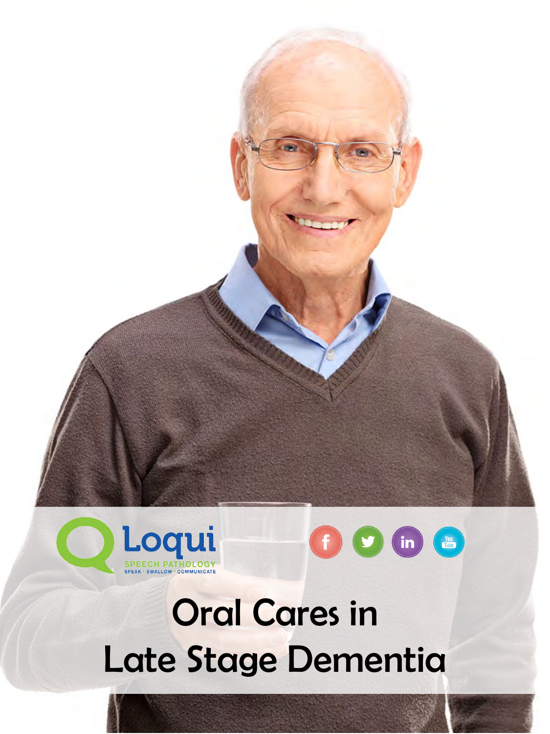Loqui

SPEECH PATHOLOGY

SPEAK • SWALLOW • COMMUNICATE

# Oral Cares in Late Stage Dementia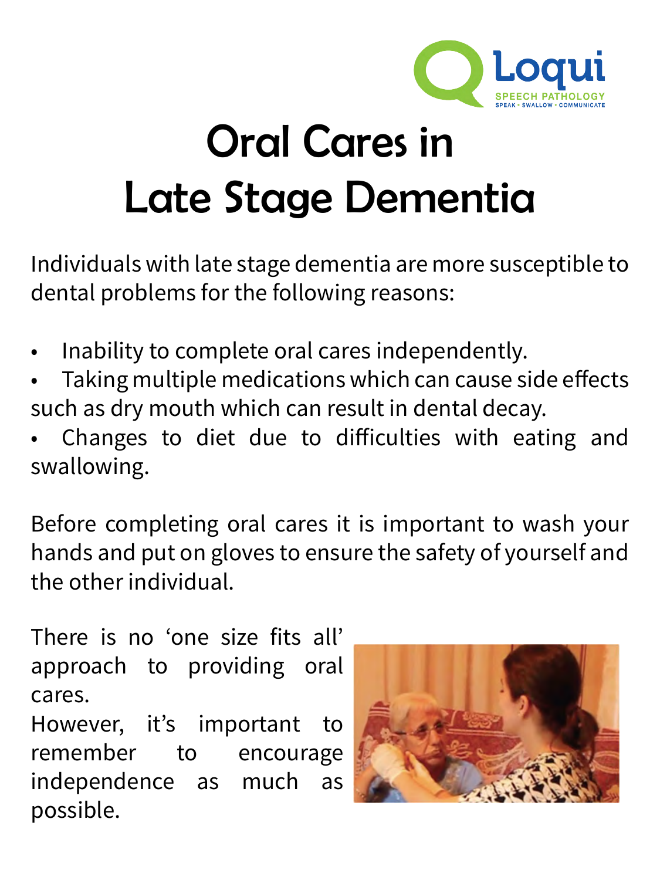# Oral Cares in Late Stage Dementia

Individuals with late stage dementia are more susceptible to dental problems for the following reasons:

- Inability to complete oral cares independently.
- Taking multiple medications which can cause side effects such as dry mouth which can result in dental decay.
- Changes to diet due to difficulties with eating and swallowing.

Before completing oral cares it is important to wash your hands and put on gloves to ensure the safety of yourself and the other individual.

There is no 'one size fits all' approach to providing oral cares.
However, it's important to remember to encourage independence as much as possible.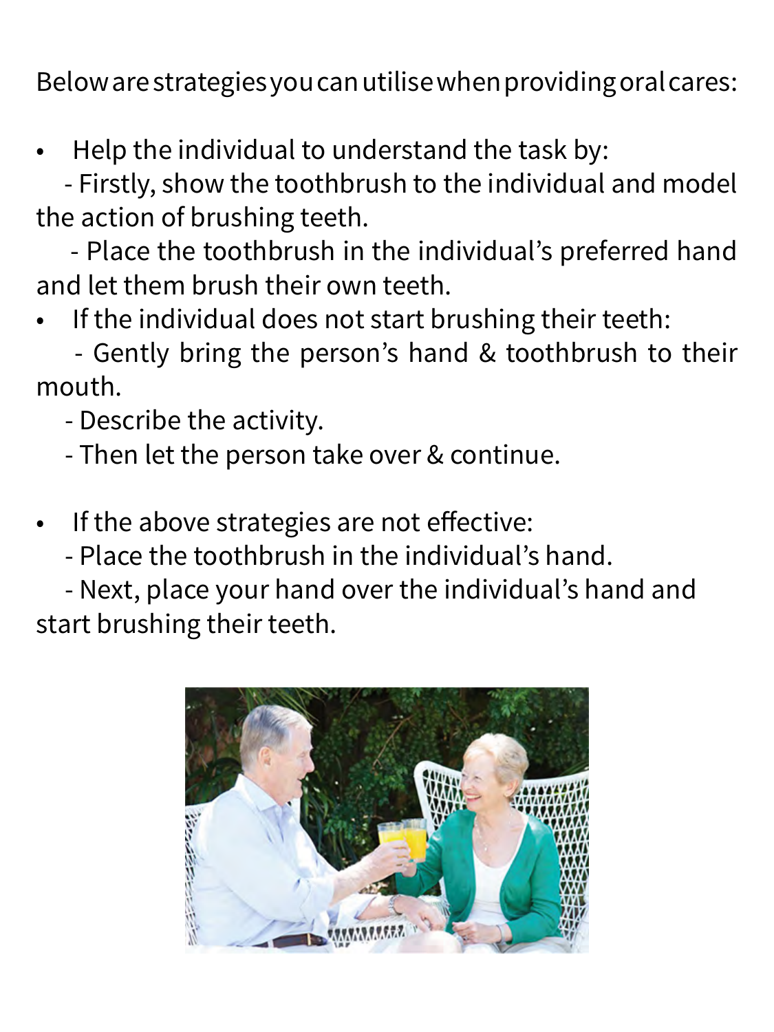Below are strategies you can utilise when providing oral cares:

- Help the individual to understand the task by:
  - Firstly, show the toothbrush to the individual and model the action of brushing teeth.
  - Place the toothbrush in the individual's preferred hand and let them brush their own teeth.
- If the individual does not start brushing their teeth:
  - Gently bring the person's hand & toothbrush to their mouth.
  - Describe the activity.
  - Then let the person take over & continue.
- If the above strategies are not effective:
  - Place the toothbrush in the individual's hand.
  - Next, place your hand over the individual's hand and start brushing their teeth.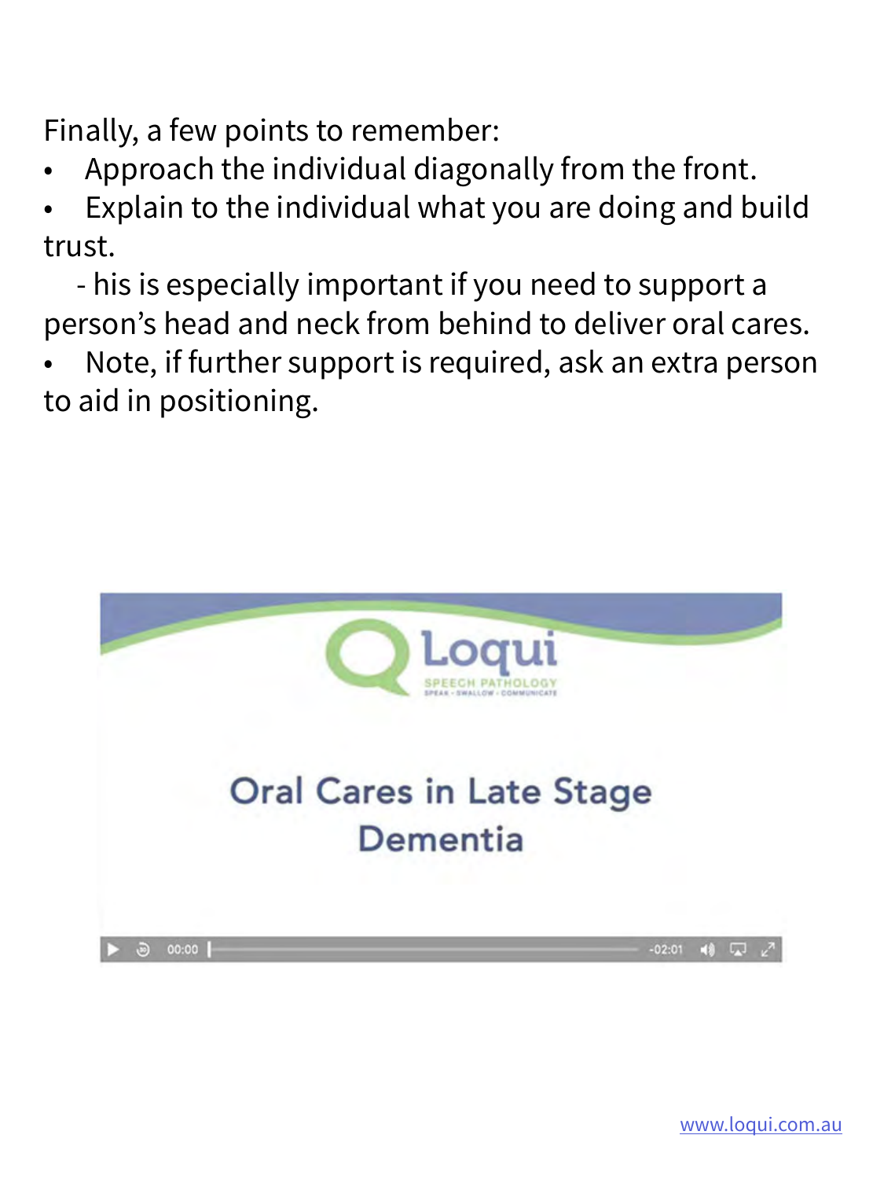Finally, a few points to remember:

- Approach the individual diagonally from the front.
- Explain to the individual what you are doing and build trust.
  - his is especially important if you need to support a person's head and neck from behind to deliver oral cares.
- Note, if further support is required, ask an extra person to aid in positioning.